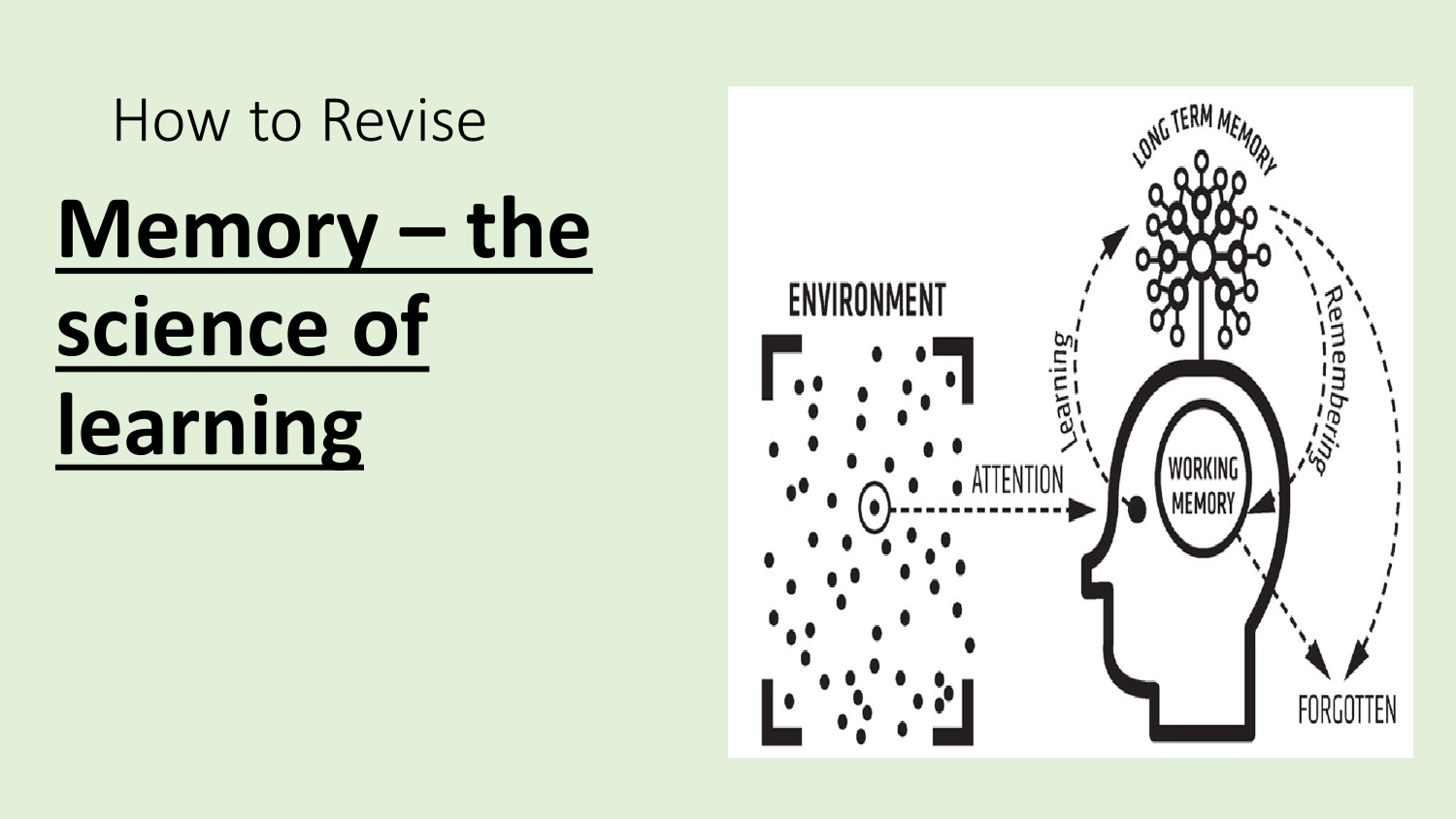How to Revise

# Memory – the science of learning

ENVIRONMENT

ATTENTION

WORKING MEMORY

LONG TERM MEMORY

Learning

Remembering

FORGOTTEN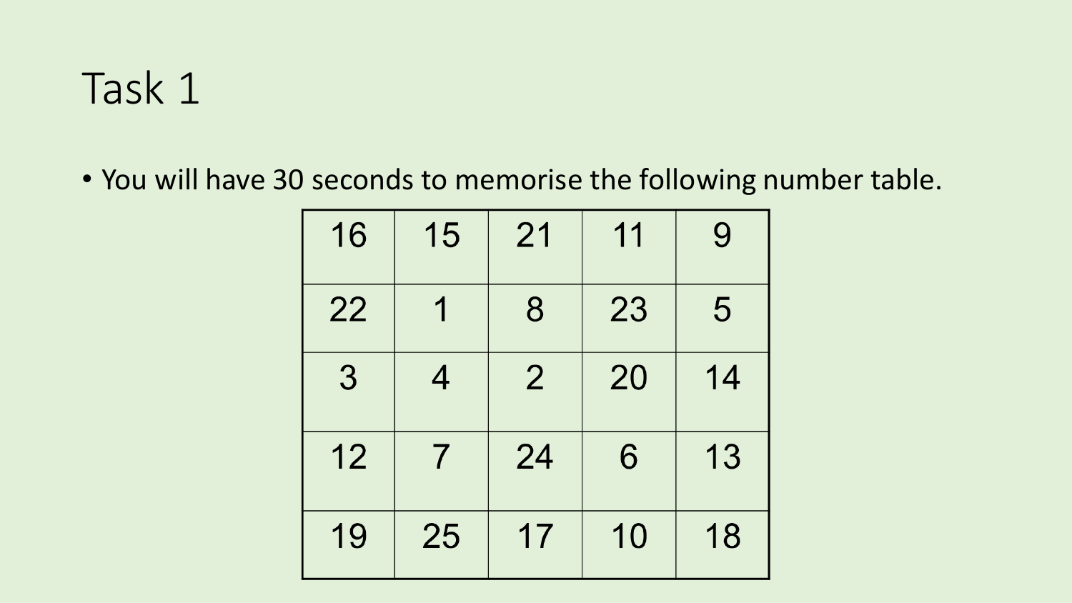# Task 1

- You will have 30 seconds to memorise the following number table.

| 16 | 15 | 21 | 11 | 9 |
|---|---|---|---|---|
| 22 | 1 | 8 | 23 | 5 |
| 3 | 4 | 2 | 20 | 14 |
| 12 | 7 | 24 | 6 | 13 |
| 19 | 25 | 17 | 10 | 18 |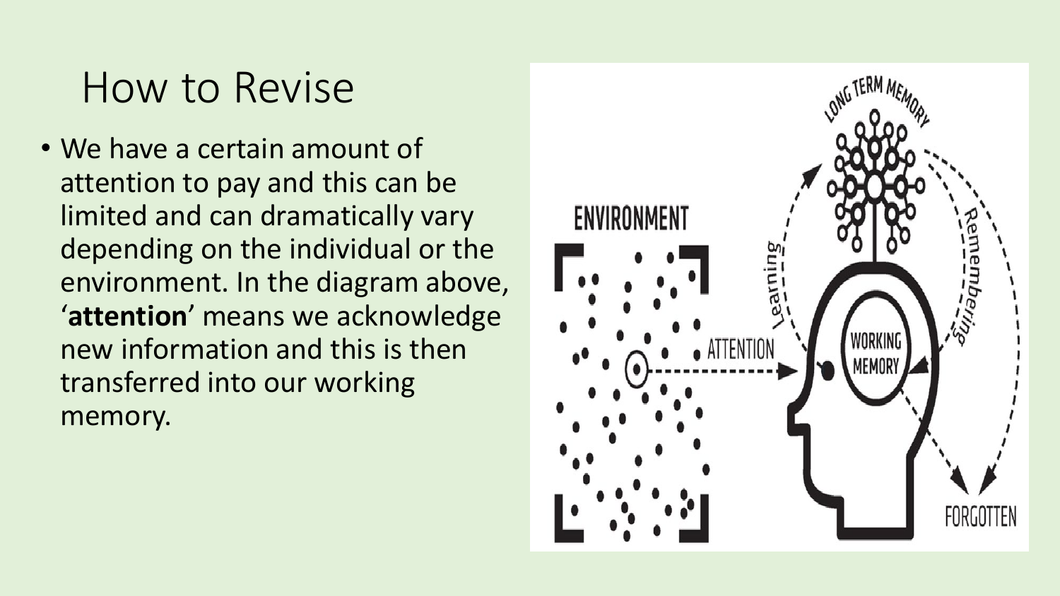# How to Revise

- We have a certain amount of attention to pay and this can be limited and can dramatically vary depending on the individual or the environment. In the diagram above, '**attention**' means we acknowledge new information and this is then transferred into our working memory.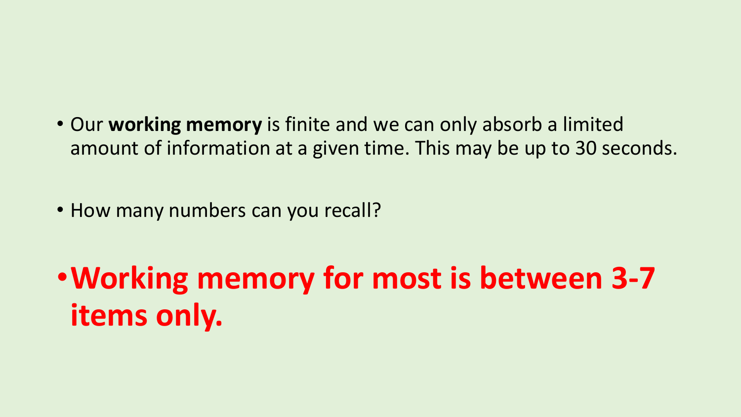- Our **working memory** is finite and we can only absorb a limited amount of information at a given time. This may be up to 30 seconds.

- How many numbers can you recall?

- **Working memory for most is between 3-7 items only.**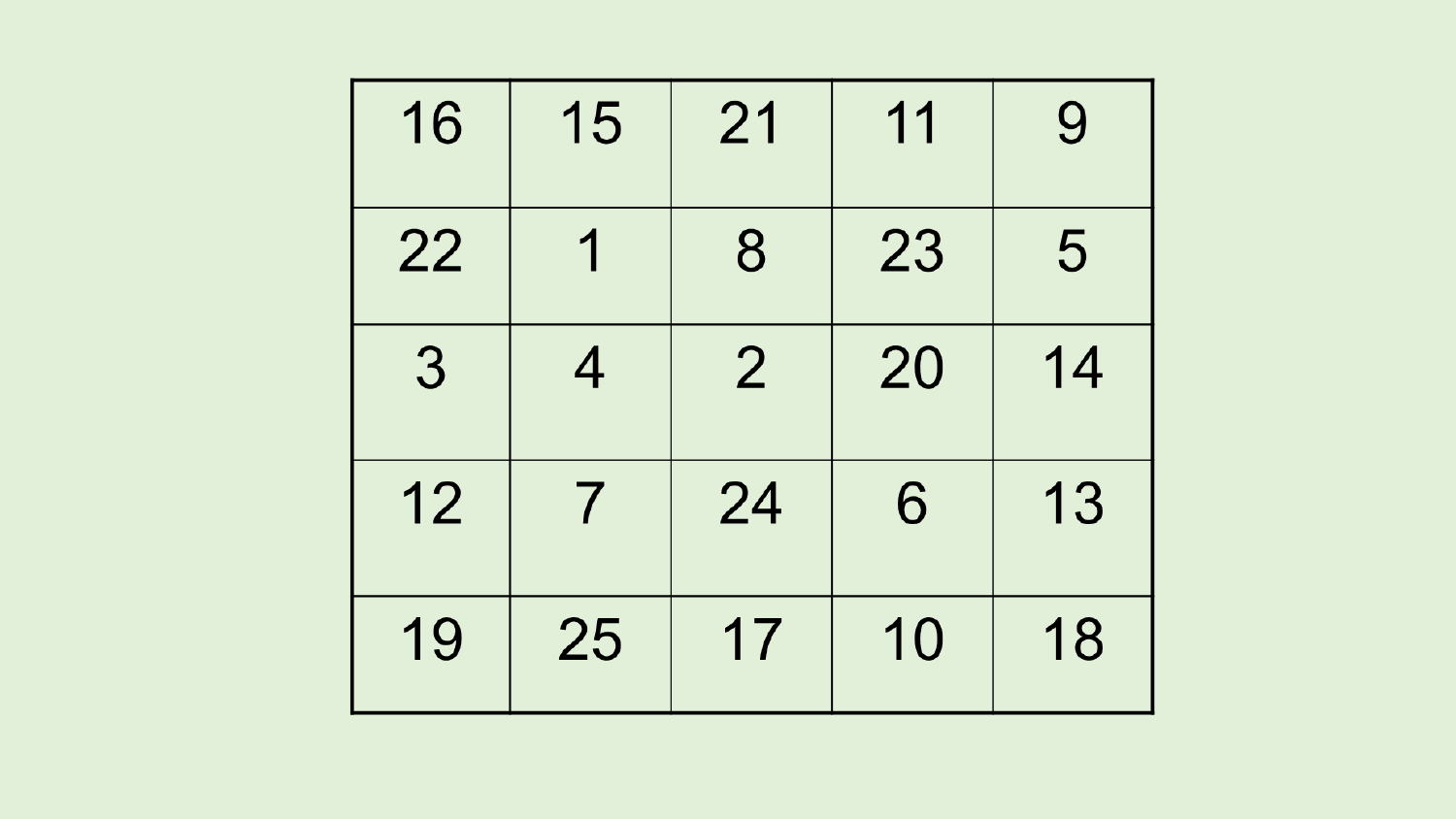| 16 | 15 | 21 | 11 | 9 |
|---|---|---|---|---|
| 22 | 1 | 8 | 23 | 5 |
| 3 | 4 | 2 | 20 | 14 |
| 12 | 7 | 24 | 6 | 13 |
| 19 | 25 | 17 | 10 | 18 |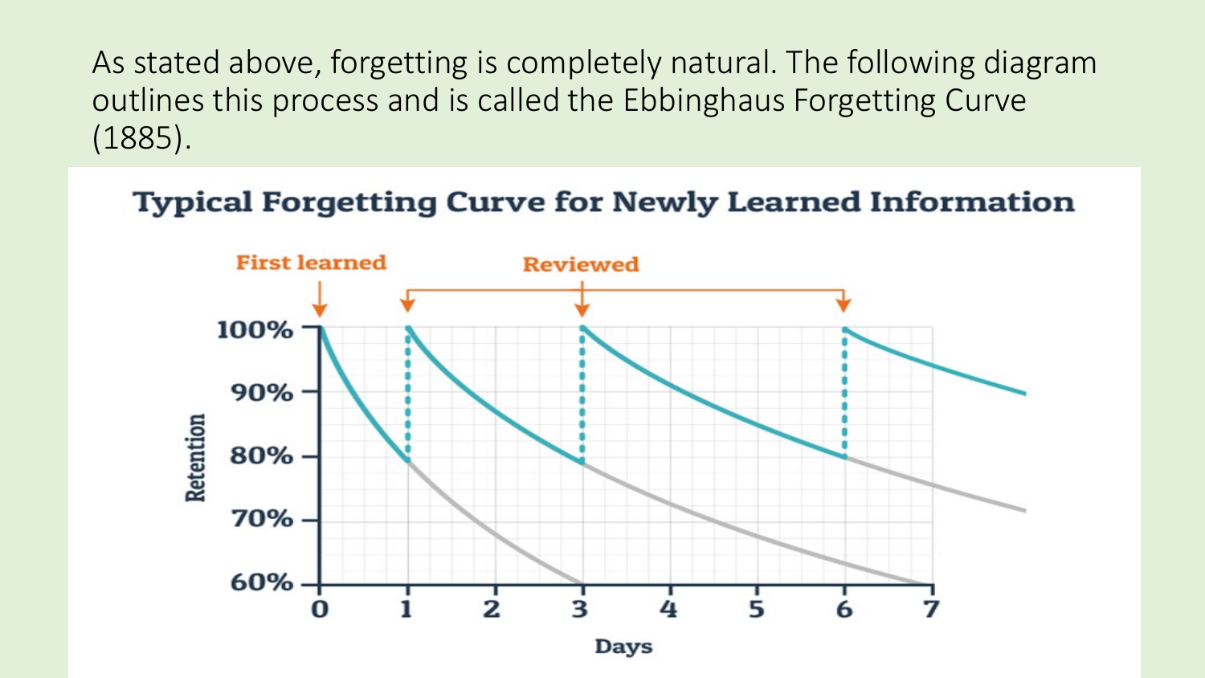As stated above, forgetting is completely natural. The following diagram outlines this process and is called the Ebbinghaus Forgetting Curve (1885).

**Typical Forgetting Curve for Newly Learned Information**

First learned

Reviewed

100%

90%

80%

70%

60%

Retention

0 1 2 3 4 5 6 7

Days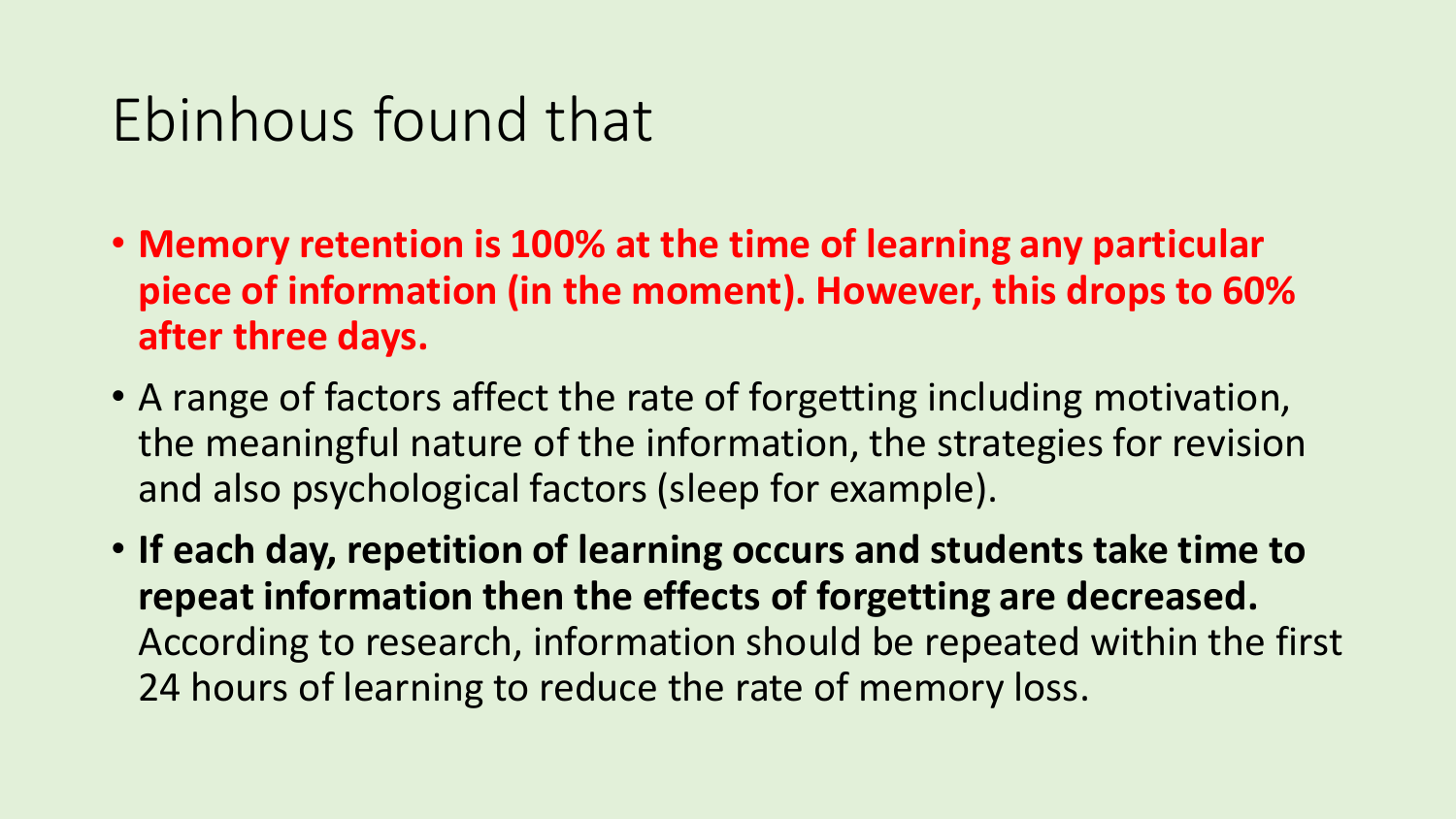# Ebinhous found that

- **Memory retention is 100% at the time of learning any particular piece of information (in the moment). However, this drops to 60% after three days.**
- A range of factors affect the rate of forgetting including motivation, the meaningful nature of the information, the strategies for revision and also psychological factors (sleep for example).
- **If each day, repetition of learning occurs and students take time to repeat information then the effects of forgetting are decreased.** According to research, information should be repeated within the first 24 hours of learning to reduce the rate of memory loss.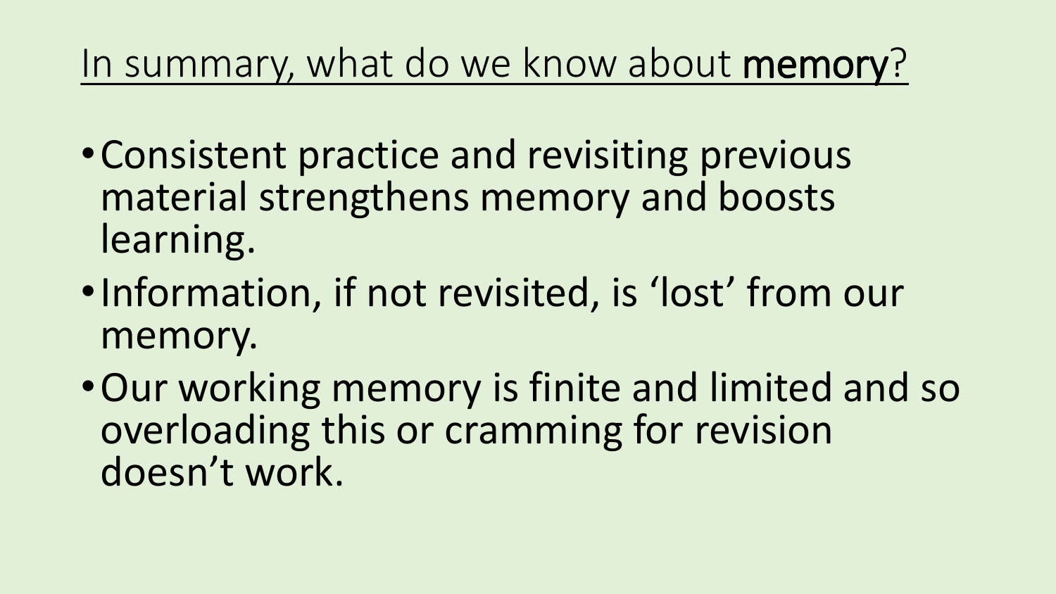# In summary, what do we know about **memory**?

- Consistent practice and revisiting previous material strengthens memory and boosts learning.
- Information, if not revisited, is 'lost' from our memory.
- Our working memory is finite and limited and so overloading this or cramming for revision doesn't work.